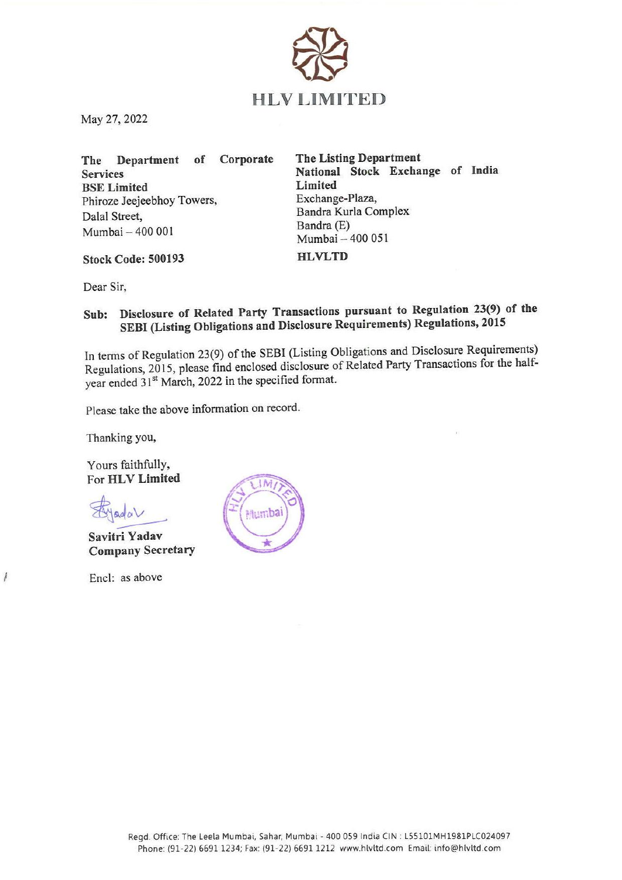# HLV LIMITED

May 27, 2022

**The Department of Corporate Services**
**BSE Limited**
Phiroze Jeejeebhoy Towers,
Dalal Street,
Mumbai – 400 001

**Stock Code: 500193**

**The Listing Department**
**National Stock Exchange of India Limited**
Exchange-Plaza,
Bandra Kurla Complex
Bandra (E)
Mumbai – 400 051

**HLVLTD**

Dear Sir,

**Sub: Disclosure of Related Party Transactions pursuant to Regulation 23(9) of the SEBI (Listing Obligations and Disclosure Requirements) Regulations, 2015**

In terms of Regulation 23(9) of the SEBI (Listing Obligations and Disclosure Requirements) Regulations, 2015, please find enclosed disclosure of Related Party Transactions for the half-year ended 31st March, 2022 in the specified format.

Please take the above information on record.

Thanking you,

Yours faithfully,
For **HLV Limited**

**Savitri Yadav**
**Company Secretary**

Encl: as above

Regd. Office: The Leela Mumbai, Sahar, Mumbai - 400 059 India CIN : L55101MH1981PLC024097
Phone: (91-22) 6691 1234; Fax: (91-22) 6691 1212 www.hlvltd.com Email: info@hlvltd.com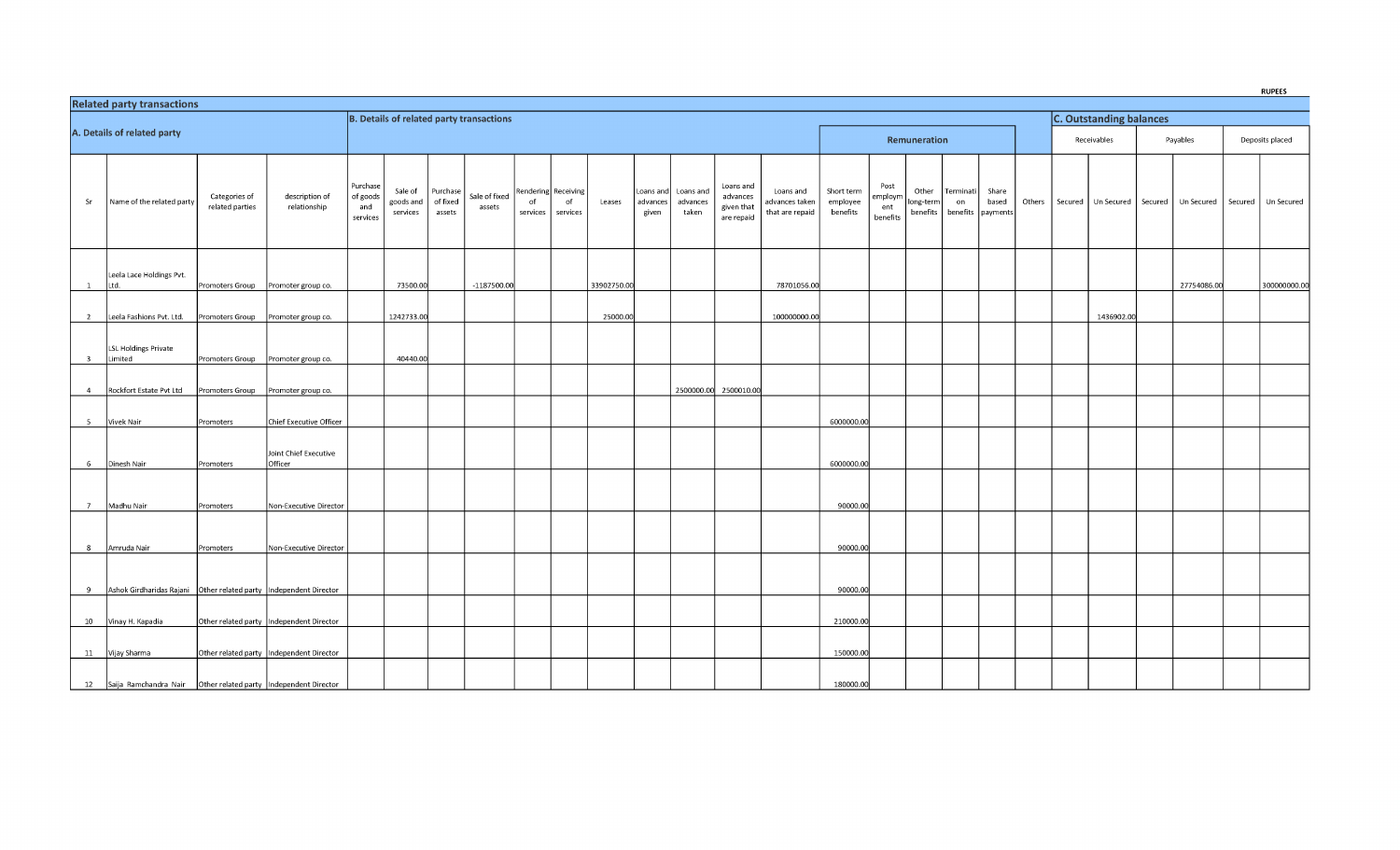RUPEES

## Related party transactions

| A. Details of related party | | | | B. Details of related party transactions | | | | | | | | | | | | | | | | | C. Outstanding balances | | | | | |
|---|---|---|---|---|---|---|---|---|---|---|---|---|---|---|---|---|---|---|---|---|---|---|---|---|---|---|
| | | | | | | | | | | | | | | | Remuneration | | | | | | Receivables | | Payables | | Deposits placed | |
| Sr | Name of the related party | Categories of related parties | description of relationship | Purchase of goods and services | Sale of goods and services | Purchase of fixed assets | Sale of fixed assets | Rendering of services | Receiving of services | Leases | Loans and advances given | Loans and advances taken | Loans and advances given that are repaid | Loans and advances taken that are repaid | Short term employee benefits | Post employment benefits | Other long-term benefits | Termination benefits | Share based payments | Others | Secured | Un Secured | Secured | Un Secured | Secured | Un Secured |
| 1 | Leela Lace Holdings Pvt. Ltd. | Promoters Group | Promoter group co. | | 73500.00 | | -1187500.00 | | | 33902750.00 | | | | 78701056.00 | | | | | | | | | | 27754086.00 | | 300000000.00 |
| 2 | Leela Fashions Pvt. Ltd. | Promoters Group | Promoter group co. | | 1242733.00 | | | | | 25000.00 | | | | 100000000.00 | | | | | | | | 1436902.00 | | | | |
| 3 | LSL Holdings Private Limited | Promoters Group | Promoter group co. | | 40440.00 | | | | | | | | | | | | | | | | | | | | | |
| 4 | Rockfort Estate Pvt Ltd | Promoters Group | Promoter group co. | | | | | | | | | 2500000.00 | 2500010.00 | | | | | | | | | | | | | |
| 5 | Vivek Nair | Promoters | Chief Executive Officer | | | | | | | | | | | | 6000000.00 | | | | | | | | | | | |
| 6 | Dinesh Nair | Promoters | Joint Chief Executive Officer | | | | | | | | | | | | 6000000.00 | | | | | | | | | | | |
| 7 | Madhu Nair | Promoters | Non-Executive Director | | | | | | | | | | | | 90000.00 | | | | | | | | | | | |
| 8 | Amruda Nair | Promoters | Non-Executive Director | | | | | | | | | | | | 90000.00 | | | | | | | | | | | |
| 9 | Ashok Girdharidas Rajani | Other related party | Independent Director | | | | | | | | | | | | 90000.00 | | | | | | | | | | | |
| 10 | Vinay H. Kapadia | Other related party | Independent Director | | | | | | | | | | | | 210000.00 | | | | | | | | | | | |
| 11 | Vijay Sharma | Other related party | Independent Director | | | | | | | | | | | | 150000.00 | | | | | | | | | | | |
| 12 | Saija Ramchandra Nair | Other related party | Independent Director | | | | | | | | | | | | 180000.00 | | | | | | | | | | | |